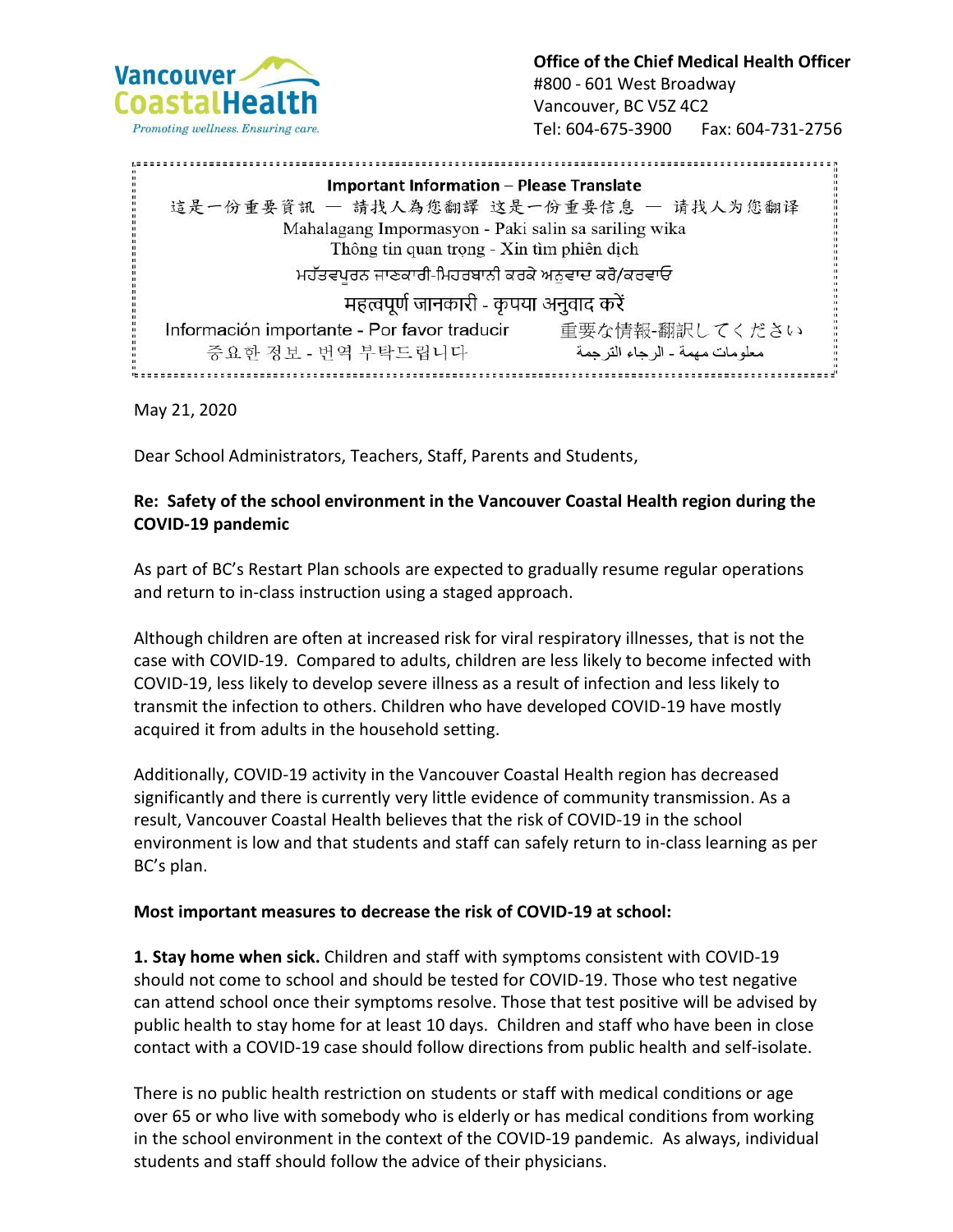Vancouver CoastalHealth

*Promoting wellness. Ensuring care.*

**Office of the Chief Medical Health Officer**
#800 - 601 West Broadway
Vancouver, BC V5Z 4C2
Tel: 604-675-3900 Fax: 604-731-2756

**Important Information – Please Translate**

這是一份重要資訊 — 請找人為您翻譯 这是一份重要信息 — 请找人为您翻译

Mahalagang Impormasyon - Paki salin sa sariling wika

Thông tin quan trọng - Xin tìm phiên dịch

ਮਹੱਤਵਪੂਰਨ ਜਾਣਕਾਰੀ-ਮਿਹਰਬਾਨੀ ਕਰਕੇ ਅਨੁਵਾਦ ਕਰੋ/ਕਰਵਾਓ

महत्वपूर्ण जानकारी - कृपया अनुवाद करें

Información importante - Por favor traducir 重要な情報-翻訳してください

중요한 정보 - 번역 부탁드립니다 معلومات مهمة - الرجاء الترجمة

May 21, 2020

Dear School Administrators, Teachers, Staff, Parents and Students,

**Re: Safety of the school environment in the Vancouver Coastal Health region during the COVID-19 pandemic**

As part of BC's Restart Plan schools are expected to gradually resume regular operations and return to in-class instruction using a staged approach.

Although children are often at increased risk for viral respiratory illnesses, that is not the case with COVID-19. Compared to adults, children are less likely to become infected with COVID-19, less likely to develop severe illness as a result of infection and less likely to transmit the infection to others. Children who have developed COVID-19 have mostly acquired it from adults in the household setting.

Additionally, COVID-19 activity in the Vancouver Coastal Health region has decreased significantly and there is currently very little evidence of community transmission. As a result, Vancouver Coastal Health believes that the risk of COVID-19 in the school environment is low and that students and staff can safely return to in-class learning as per BC's plan.

**Most important measures to decrease the risk of COVID-19 at school:**

**1. Stay home when sick.** Children and staff with symptoms consistent with COVID-19 should not come to school and should be tested for COVID-19. Those who test negative can attend school once their symptoms resolve. Those that test positive will be advised by public health to stay home for at least 10 days. Children and staff who have been in close contact with a COVID-19 case should follow directions from public health and self-isolate.

There is no public health restriction on students or staff with medical conditions or age over 65 or who live with somebody who is elderly or has medical conditions from working in the school environment in the context of the COVID-19 pandemic. As always, individual students and staff should follow the advice of their physicians.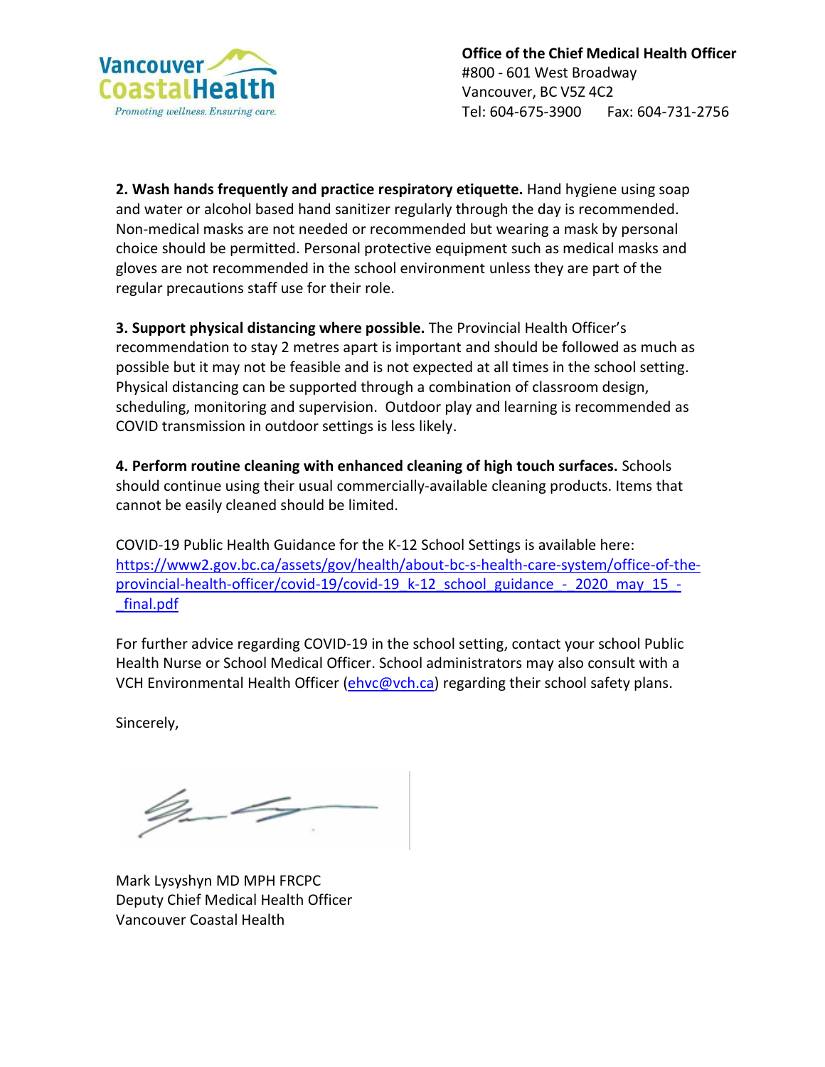**2. Wash hands frequently and practice respiratory etiquette.** Hand hygiene using soap and water or alcohol based hand sanitizer regularly through the day is recommended. Non-medical masks are not needed or recommended but wearing a mask by personal choice should be permitted. Personal protective equipment such as medical masks and gloves are not recommended in the school environment unless they are part of the regular precautions staff use for their role.

**3. Support physical distancing where possible.** The Provincial Health Officer's recommendation to stay 2 metres apart is important and should be followed as much as possible but it may not be feasible and is not expected at all times in the school setting. Physical distancing can be supported through a combination of classroom design, scheduling, monitoring and supervision. Outdoor play and learning is recommended as COVID transmission in outdoor settings is less likely.

**4. Perform routine cleaning with enhanced cleaning of high touch surfaces.** Schools should continue using their usual commercially-available cleaning products. Items that cannot be easily cleaned should be limited.

COVID-19 Public Health Guidance for the K-12 School Settings is available here: https://www2.gov.bc.ca/assets/gov/health/about-bc-s-health-care-system/office-of-the-provincial-health-officer/covid-19/covid-19_k-12_school_guidance_-_2020_may_15_-_final.pdf

For further advice regarding COVID-19 in the school setting, contact your school Public Health Nurse or School Medical Officer. School administrators may also consult with a VCH Environmental Health Officer (ehvc@vch.ca) regarding their school safety plans.

Sincerely,

Mark Lysyshyn MD MPH FRCPC
Deputy Chief Medical Health Officer
Vancouver Coastal Health